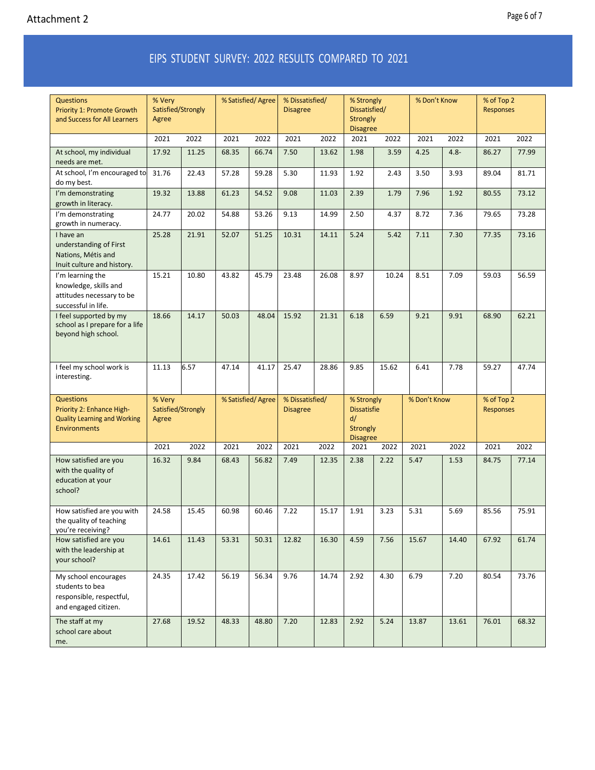Attachment 2

## EIPS STUDENT SURVEY: 2022 RESULTS COMPARED TO 2021

| Questions<br>Priority 1: Promote Growth and Success for All Learners | % Very Satisfied/Strongly Agree | | % Satisfied/ Agree | | % Dissatisfied/ Disagree | | % Strongly Dissatisfied/ Strongly Disagree | | % Don't Know | | % of Top 2 Responses | |
|---|---|---|---|---|---|---|---|---|---|---|---|---|
| | 2021 | 2022 | 2021 | 2022 | 2021 | 2022 | 2021 | 2022 | 2021 | 2022 | 2021 | 2022 |
| At school, my individual needs are met. | 17.92 | 11.25 | 68.35 | 66.74 | 7.50 | 13.62 | 1.98 | 3.59 | 4.25 | 4.8- | 86.27 | 77.99 |
| At school, I'm encouraged to do my best. | 31.76 | 22.43 | 57.28 | 59.28 | 5.30 | 11.93 | 1.92 | 2.43 | 3.50 | 3.93 | 89.04 | 81.71 |
| I'm demonstrating growth in literacy. | 19.32 | 13.88 | 61.23 | 54.52 | 9.08 | 11.03 | 2.39 | 1.79 | 7.96 | 1.92 | 80.55 | 73.12 |
| I'm demonstrating growth in numeracy. | 24.77 | 20.02 | 54.88 | 53.26 | 9.13 | 14.99 | 2.50 | 4.37 | 8.72 | 7.36 | 79.65 | 73.28 |
| I have an understanding of First Nations, Métis and Inuit culture and history. | 25.28 | 21.91 | 52.07 | 51.25 | 10.31 | 14.11 | 5.24 | 5.42 | 7.11 | 7.30 | 77.35 | 73.16 |
| I'm learning the knowledge, skills and attitudes necessary to be successful in life. | 15.21 | 10.80 | 43.82 | 45.79 | 23.48 | 26.08 | 8.97 | 10.24 | 8.51 | 7.09 | 59.03 | 56.59 |
| I feel supported by my school as I prepare for a life beyond high school. | 18.66 | 14.17 | 50.03 | 48.04 | 15.92 | 21.31 | 6.18 | 6.59 | 9.21 | 9.91 | 68.90 | 62.21 |
| I feel my school work is interesting. | 11.13 | 6.57 | 47.14 | 41.17 | 25.47 | 28.86 | 9.85 | 15.62 | 6.41 | 7.78 | 59.27 | 47.74 |

| Questions<br>Priority 2: Enhance High-Quality Learning and Working Environments | % Very Satisfied/Strongly Agree | | % Satisfied/ Agree | | % Dissatisfied/ Disagree | | % Strongly Dissatisfied/ Strongly Disagree | | % Don't Know | | % of Top 2 Responses | |
|---|---|---|---|---|---|---|---|---|---|---|---|---|
| | 2021 | 2022 | 2021 | 2022 | 2021 | 2022 | 2021 | 2022 | 2021 | 2022 | 2021 | 2022 |
| How satisfied are you with the quality of education at your school? | 16.32 | 9.84 | 68.43 | 56.82 | 7.49 | 12.35 | 2.38 | 2.22 | 5.47 | 1.53 | 84.75 | 77.14 |
| How satisfied are you with the quality of teaching you're receiving? | 24.58 | 15.45 | 60.98 | 60.46 | 7.22 | 15.17 | 1.91 | 3.23 | 5.31 | 5.69 | 85.56 | 75.91 |
| How satisfied are you with the leadership at your school? | 14.61 | 11.43 | 53.31 | 50.31 | 12.82 | 16.30 | 4.59 | 7.56 | 15.67 | 14.40 | 67.92 | 61.74 |
| My school encourages students to bea responsible, respectful, and engaged citizen. | 24.35 | 17.42 | 56.19 | 56.34 | 9.76 | 14.74 | 2.92 | 4.30 | 6.79 | 7.20 | 80.54 | 73.76 |
| The staff at my school care about me. | 27.68 | 19.52 | 48.33 | 48.80 | 7.20 | 12.83 | 2.92 | 5.24 | 13.87 | 13.61 | 76.01 | 68.32 |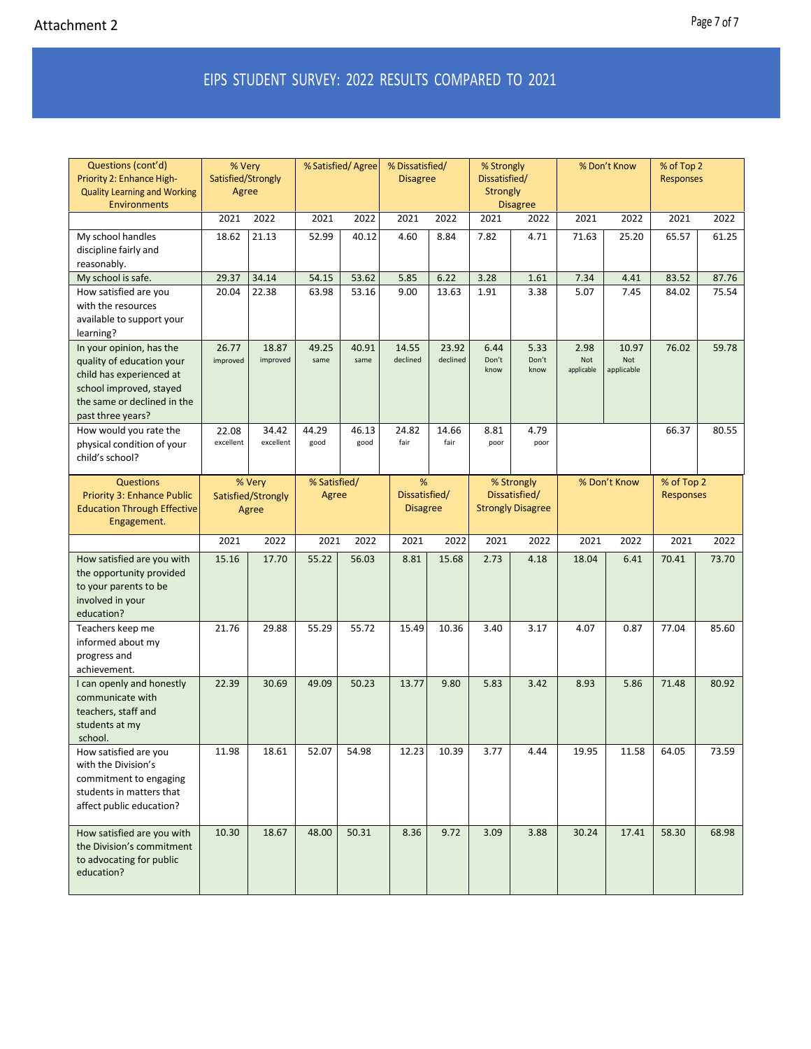Attachment 2

# EIPS STUDENT SURVEY: 2022 RESULTS COMPARED TO 2021

| Questions (cont'd) Priority 2: Enhance High-Quality Learning and Working Environments | % Very Satisfied/Strongly Agree | | % Satisfied/ Agree | | % Dissatisfied/ Disagree | | % Strongly Dissatisfied/ Strongly Disagree | | % Don't Know | | % of Top 2 Responses | |
|---|---|---|---|---|---|---|---|---|---|---|---|---|
| | 2021 | 2022 | 2021 | 2022 | 2021 | 2022 | 2021 | 2022 | 2021 | 2022 | 2021 | 2022 |
| My school handles discipline fairly and reasonably. | 18.62 | 21.13 | 52.99 | 40.12 | 4.60 | 8.84 | 7.82 | 4.71 | 71.63 | 25.20 | 65.57 | 61.25 |
| My school is safe. | 29.37 | 34.14 | 54.15 | 53.62 | 5.85 | 6.22 | 3.28 | 1.61 | 7.34 | 4.41 | 83.52 | 87.76 |
| How satisfied are you with the resources available to support your learning? | 20.04 | 22.38 | 63.98 | 53.16 | 9.00 | 13.63 | 1.91 | 3.38 | 5.07 | 7.45 | 84.02 | 75.54 |
| In your opinion, has the quality of education your child has experienced at school improved, stayed the same or declined in the past three years? | 26.77 improved | 18.87 improved | 49.25 same | 40.91 same | 14.55 declined | 23.92 declined | 6.44 Don't know | 5.33 Don't know | 2.98 Not applicable | 10.97 Not applicable | 76.02 | 59.78 |
| How would you rate the physical condition of your child's school? | 22.08 excellent | 34.42 excellent | 44.29 good | 46.13 good | 24.82 fair | 14.66 fair | 8.81 poor | 4.79 poor | | | 66.37 | 80.55 |

| Questions Priority 3: Enhance Public Education Through Effective Engagement. | % Very Satisfied/Strongly Agree | | % Satisfied/ Agree | | % Dissatisfied/ Disagree | | % Strongly Dissatisfied/ Strongly Disagree | | % Don't Know | | % of Top 2 Responses | |
|---|---|---|---|---|---|---|---|---|---|---|---|---|
| | 2021 | 2022 | 2021 | 2022 | 2021 | 2022 | 2021 | 2022 | 2021 | 2022 | 2021 | 2022 |
| How satisfied are you with the opportunity provided to your parents to be involved in your education? | 15.16 | 17.70 | 55.22 | 56.03 | 8.81 | 15.68 | 2.73 | 4.18 | 18.04 | 6.41 | 70.41 | 73.70 |
| Teachers keep me informed about my progress and achievement. | 21.76 | 29.88 | 55.29 | 55.72 | 15.49 | 10.36 | 3.40 | 3.17 | 4.07 | 0.87 | 77.04 | 85.60 |
| I can openly and honestly communicate with teachers, staff and students at my school. | 22.39 | 30.69 | 49.09 | 50.23 | 13.77 | 9.80 | 5.83 | 3.42 | 8.93 | 5.86 | 71.48 | 80.92 |
| How satisfied are you with the Division's commitment to engaging students in matters that affect public education? | 11.98 | 18.61 | 52.07 | 54.98 | 12.23 | 10.39 | 3.77 | 4.44 | 19.95 | 11.58 | 64.05 | 73.59 |
| How satisfied are you with the Division's commitment to advocating for public education? | 10.30 | 18.67 | 48.00 | 50.31 | 8.36 | 9.72 | 3.09 | 3.88 | 30.24 | 17.41 | 58.30 | 68.98 |